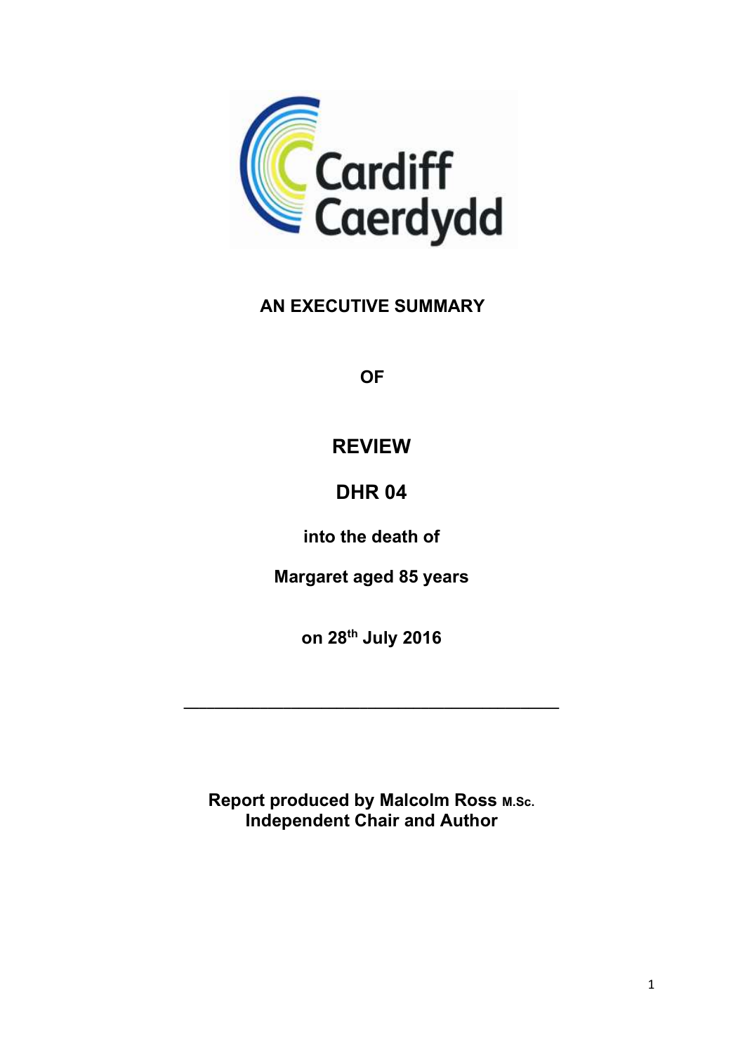Cardiff
Caerdydd

# AN EXECUTIVE SUMMARY

**OF**

# REVIEW

# DHR 04

**into the death of**

**Margaret aged 85 years**

**on 28th July 2016**

---

**Report produced by Malcolm Ross M.Sc.**
**Independent Chair and Author**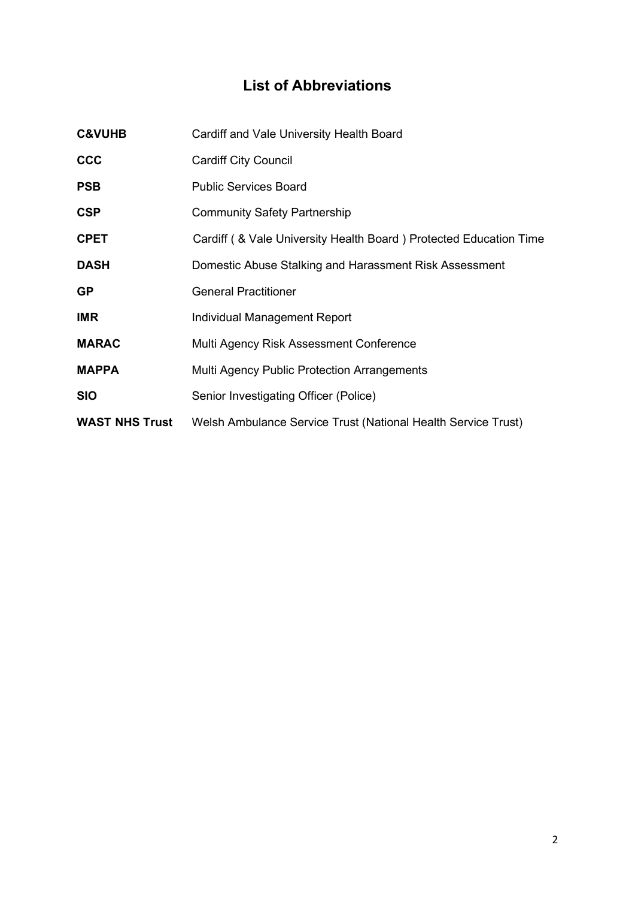# List of Abbreviations

| | |
|---|---|
| **C&VUHB** | Cardiff and Vale University Health Board |
| **CCC** | Cardiff City Council |
| **PSB** | Public Services Board |
| **CSP** | Community Safety Partnership |
| **CPET** | Cardiff ( & Vale University Health Board ) Protected Education Time |
| **DASH** | Domestic Abuse Stalking and Harassment Risk Assessment |
| **GP** | General Practitioner |
| **IMR** | Individual Management Report |
| **MARAC** | Multi Agency Risk Assessment Conference |
| **MAPPA** | Multi Agency Public Protection Arrangements |
| **SIO** | Senior Investigating Officer (Police) |
| **WAST NHS Trust** | Welsh Ambulance Service Trust (National Health Service Trust) |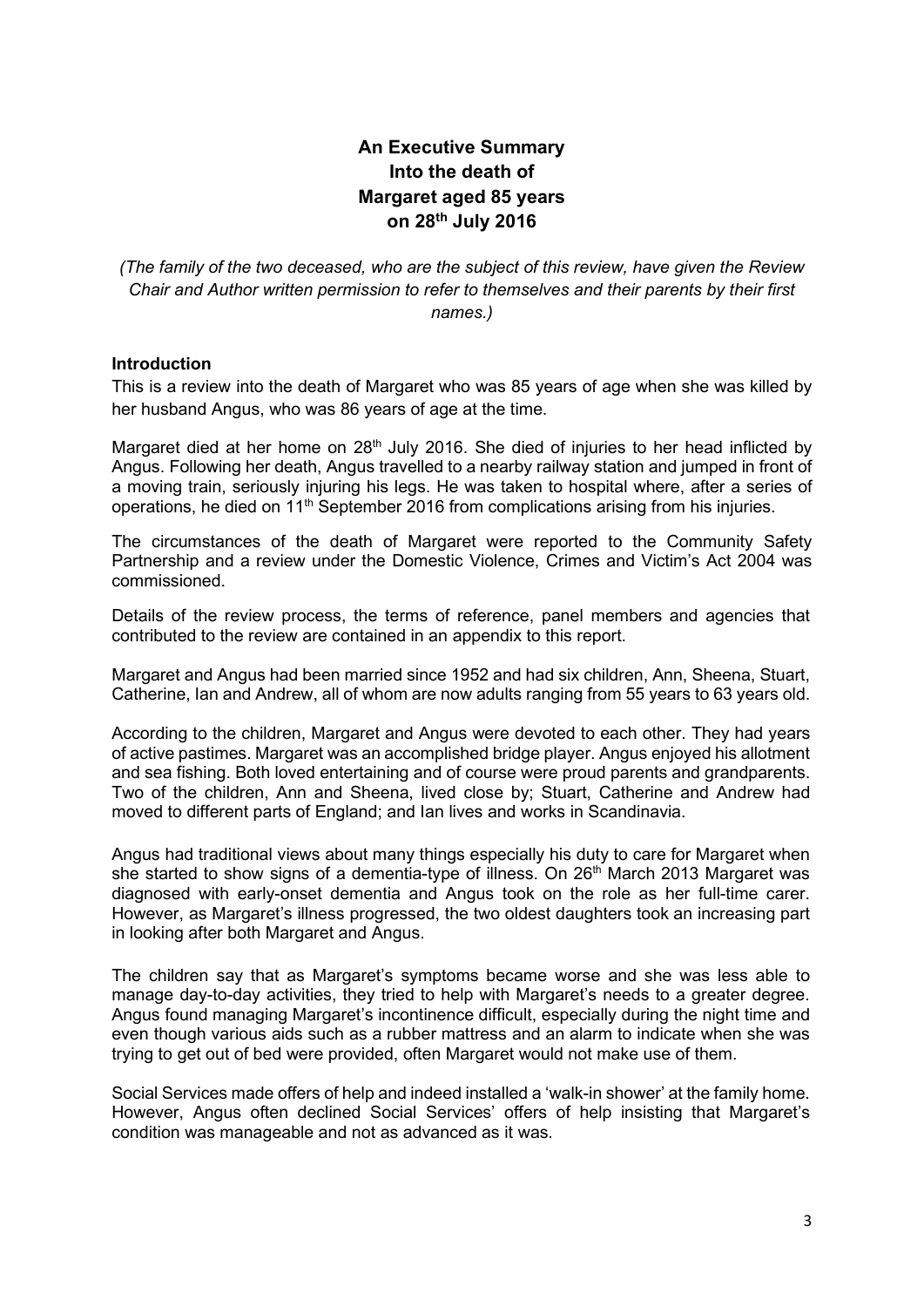# An Executive Summary Into the death of Margaret aged 85 years on 28th July 2016

*(The family of the two deceased, who are the subject of this review, have given the Review Chair and Author written permission to refer to themselves and their parents by their first names.)*

## Introduction

This is a review into the death of Margaret who was 85 years of age when she was killed by her husband Angus, who was 86 years of age at the time.

Margaret died at her home on 28th July 2016. She died of injuries to her head inflicted by Angus. Following her death, Angus travelled to a nearby railway station and jumped in front of a moving train, seriously injuring his legs. He was taken to hospital where, after a series of operations, he died on 11th September 2016 from complications arising from his injuries.

The circumstances of the death of Margaret were reported to the Community Safety Partnership and a review under the Domestic Violence, Crimes and Victim's Act 2004 was commissioned.

Details of the review process, the terms of reference, panel members and agencies that contributed to the review are contained in an appendix to this report.

Margaret and Angus had been married since 1952 and had six children, Ann, Sheena, Stuart, Catherine, Ian and Andrew, all of whom are now adults ranging from 55 years to 63 years old.

According to the children, Margaret and Angus were devoted to each other. They had years of active pastimes. Margaret was an accomplished bridge player. Angus enjoyed his allotment and sea fishing. Both loved entertaining and of course were proud parents and grandparents. Two of the children, Ann and Sheena, lived close by; Stuart, Catherine and Andrew had moved to different parts of England; and Ian lives and works in Scandinavia.

Angus had traditional views about many things especially his duty to care for Margaret when she started to show signs of a dementia-type of illness. On 26th March 2013 Margaret was diagnosed with early-onset dementia and Angus took on the role as her full-time carer. However, as Margaret's illness progressed, the two oldest daughters took an increasing part in looking after both Margaret and Angus.

The children say that as Margaret's symptoms became worse and she was less able to manage day-to-day activities, they tried to help with Margaret's needs to a greater degree. Angus found managing Margaret's incontinence difficult, especially during the night time and even though various aids such as a rubber mattress and an alarm to indicate when she was trying to get out of bed were provided, often Margaret would not make use of them.

Social Services made offers of help and indeed installed a 'walk-in shower' at the family home. However, Angus often declined Social Services' offers of help insisting that Margaret's condition was manageable and not as advanced as it was.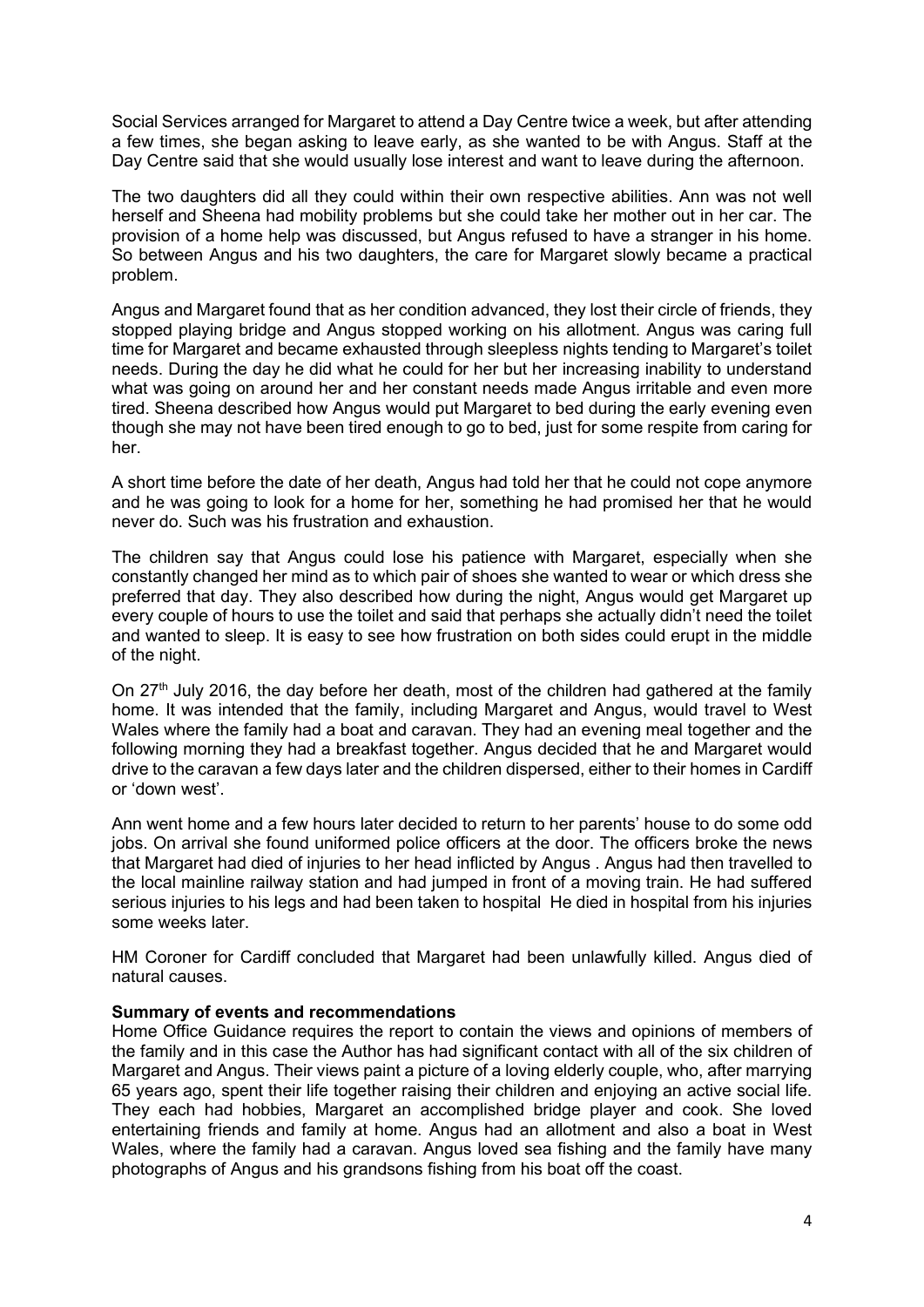Social Services arranged for Margaret to attend a Day Centre twice a week, but after attending a few times, she began asking to leave early, as she wanted to be with Angus. Staff at the Day Centre said that she would usually lose interest and want to leave during the afternoon.

The two daughters did all they could within their own respective abilities. Ann was not well herself and Sheena had mobility problems but she could take her mother out in her car. The provision of a home help was discussed, but Angus refused to have a stranger in his home. So between Angus and his two daughters, the care for Margaret slowly became a practical problem.

Angus and Margaret found that as her condition advanced, they lost their circle of friends, they stopped playing bridge and Angus stopped working on his allotment. Angus was caring full time for Margaret and became exhausted through sleepless nights tending to Margaret's toilet needs. During the day he did what he could for her but her increasing inability to understand what was going on around her and her constant needs made Angus irritable and even more tired. Sheena described how Angus would put Margaret to bed during the early evening even though she may not have been tired enough to go to bed, just for some respite from caring for her.

A short time before the date of her death, Angus had told her that he could not cope anymore and he was going to look for a home for her, something he had promised her that he would never do. Such was his frustration and exhaustion.

The children say that Angus could lose his patience with Margaret, especially when she constantly changed her mind as to which pair of shoes she wanted to wear or which dress she preferred that day. They also described how during the night, Angus would get Margaret up every couple of hours to use the toilet and said that perhaps she actually didn't need the toilet and wanted to sleep. It is easy to see how frustration on both sides could erupt in the middle of the night.

On 27th July 2016, the day before her death, most of the children had gathered at the family home. It was intended that the family, including Margaret and Angus, would travel to West Wales where the family had a boat and caravan. They had an evening meal together and the following morning they had a breakfast together. Angus decided that he and Margaret would drive to the caravan a few days later and the children dispersed, either to their homes in Cardiff or 'down west'.

Ann went home and a few hours later decided to return to her parents' house to do some odd jobs. On arrival she found uniformed police officers at the door. The officers broke the news that Margaret had died of injuries to her head inflicted by Angus . Angus had then travelled to the local mainline railway station and had jumped in front of a moving train. He had suffered serious injuries to his legs and had been taken to hospital He died in hospital from his injuries some weeks later.

HM Coroner for Cardiff concluded that Margaret had been unlawfully killed. Angus died of natural causes.

**Summary of events and recommendations**

Home Office Guidance requires the report to contain the views and opinions of members of the family and in this case the Author has had significant contact with all of the six children of Margaret and Angus. Their views paint a picture of a loving elderly couple, who, after marrying 65 years ago, spent their life together raising their children and enjoying an active social life. They each had hobbies, Margaret an accomplished bridge player and cook. She loved entertaining friends and family at home. Angus had an allotment and also a boat in West Wales, where the family had a caravan. Angus loved sea fishing and the family have many photographs of Angus and his grandsons fishing from his boat off the coast.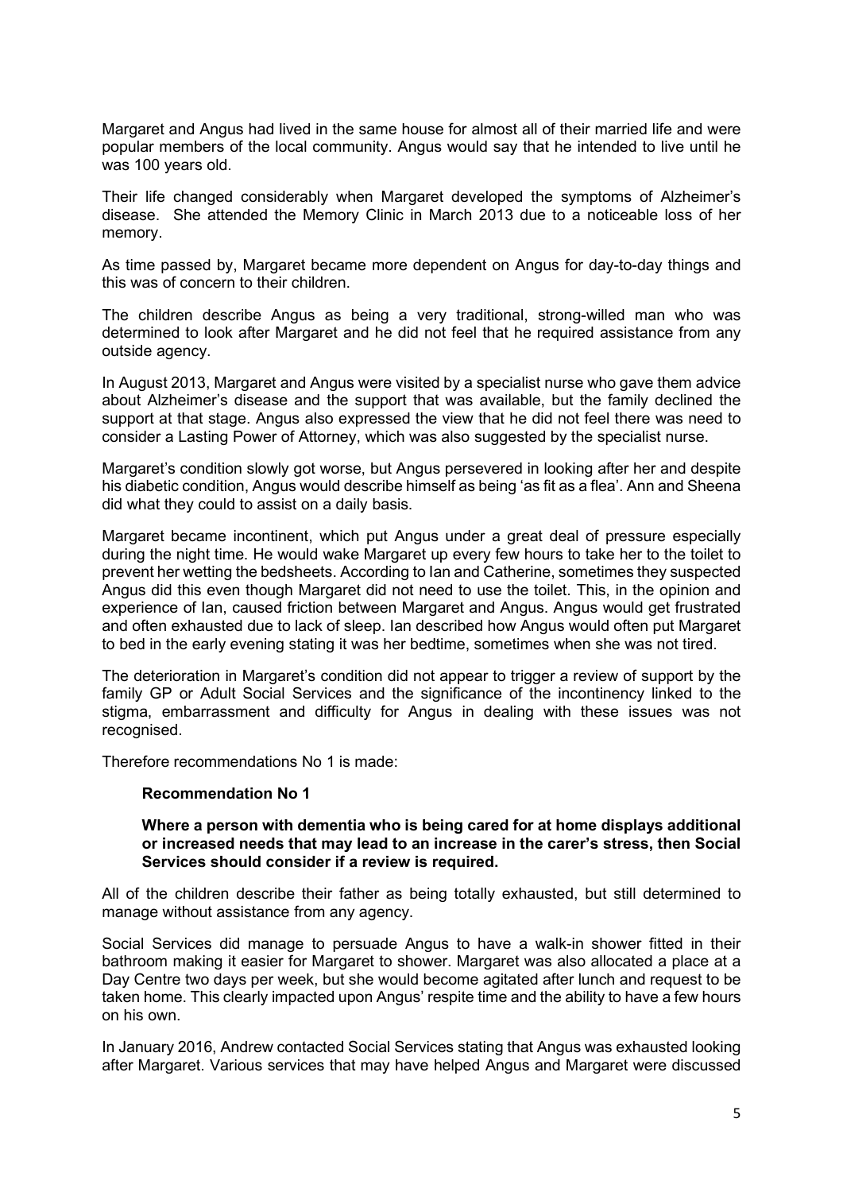Margaret and Angus had lived in the same house for almost all of their married life and were popular members of the local community. Angus would say that he intended to live until he was 100 years old.

Their life changed considerably when Margaret developed the symptoms of Alzheimer's disease. She attended the Memory Clinic in March 2013 due to a noticeable loss of her memory.

As time passed by, Margaret became more dependent on Angus for day-to-day things and this was of concern to their children.

The children describe Angus as being a very traditional, strong-willed man who was determined to look after Margaret and he did not feel that he required assistance from any outside agency.

In August 2013, Margaret and Angus were visited by a specialist nurse who gave them advice about Alzheimer's disease and the support that was available, but the family declined the support at that stage. Angus also expressed the view that he did not feel there was need to consider a Lasting Power of Attorney, which was also suggested by the specialist nurse.

Margaret's condition slowly got worse, but Angus persevered in looking after her and despite his diabetic condition, Angus would describe himself as being 'as fit as a flea'. Ann and Sheena did what they could to assist on a daily basis.

Margaret became incontinent, which put Angus under a great deal of pressure especially during the night time. He would wake Margaret up every few hours to take her to the toilet to prevent her wetting the bedsheets. According to Ian and Catherine, sometimes they suspected Angus did this even though Margaret did not need to use the toilet. This, in the opinion and experience of Ian, caused friction between Margaret and Angus. Angus would get frustrated and often exhausted due to lack of sleep. Ian described how Angus would often put Margaret to bed in the early evening stating it was her bedtime, sometimes when she was not tired.

The deterioration in Margaret's condition did not appear to trigger a review of support by the family GP or Adult Social Services and the significance of the incontinency linked to the stigma, embarrassment and difficulty for Angus in dealing with these issues was not recognised.

Therefore recommendations No 1 is made:

**Recommendation No 1**

**Where a person with dementia who is being cared for at home displays additional or increased needs that may lead to an increase in the carer's stress, then Social Services should consider if a review is required.**

All of the children describe their father as being totally exhausted, but still determined to manage without assistance from any agency.

Social Services did manage to persuade Angus to have a walk-in shower fitted in their bathroom making it easier for Margaret to shower. Margaret was also allocated a place at a Day Centre two days per week, but she would become agitated after lunch and request to be taken home. This clearly impacted upon Angus' respite time and the ability to have a few hours on his own.

In January 2016, Andrew contacted Social Services stating that Angus was exhausted looking after Margaret. Various services that may have helped Angus and Margaret were discussed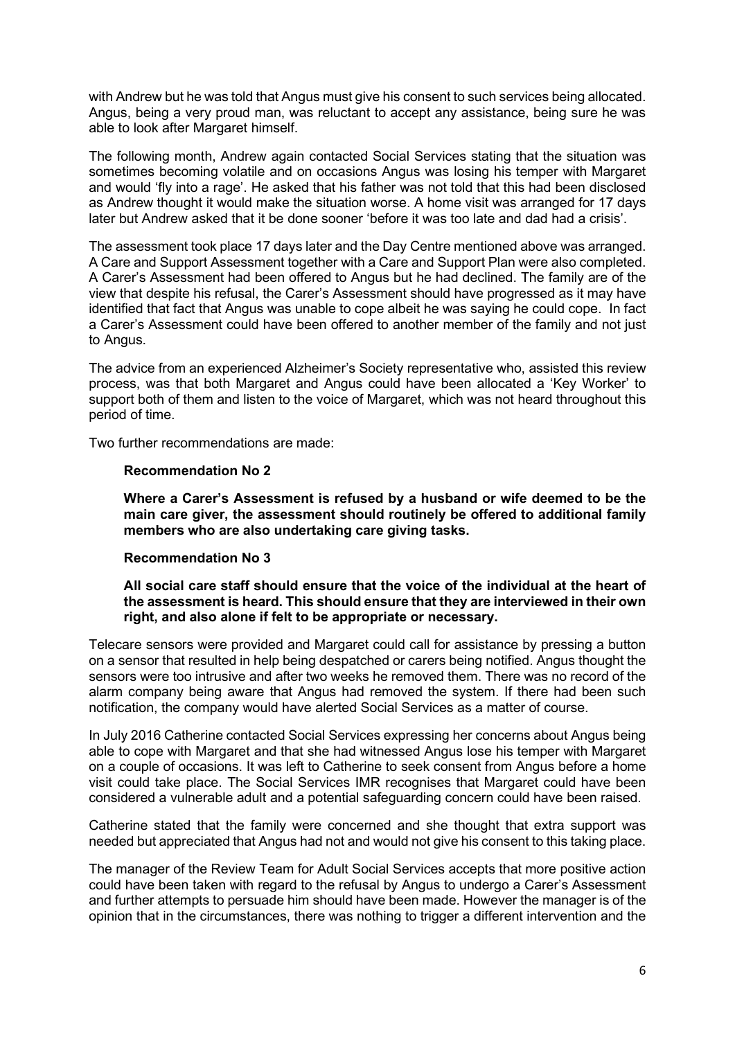with Andrew but he was told that Angus must give his consent to such services being allocated. Angus, being a very proud man, was reluctant to accept any assistance, being sure he was able to look after Margaret himself.

The following month, Andrew again contacted Social Services stating that the situation was sometimes becoming volatile and on occasions Angus was losing his temper with Margaret and would 'fly into a rage'. He asked that his father was not told that this had been disclosed as Andrew thought it would make the situation worse. A home visit was arranged for 17 days later but Andrew asked that it be done sooner 'before it was too late and dad had a crisis'.

The assessment took place 17 days later and the Day Centre mentioned above was arranged. A Care and Support Assessment together with a Care and Support Plan were also completed. A Carer's Assessment had been offered to Angus but he had declined. The family are of the view that despite his refusal, the Carer's Assessment should have progressed as it may have identified that fact that Angus was unable to cope albeit he was saying he could cope. In fact a Carer's Assessment could have been offered to another member of the family and not just to Angus.

The advice from an experienced Alzheimer's Society representative who, assisted this review process, was that both Margaret and Angus could have been allocated a 'Key Worker' to support both of them and listen to the voice of Margaret, which was not heard throughout this period of time.

Two further recommendations are made:

**Recommendation No 2**

**Where a Carer's Assessment is refused by a husband or wife deemed to be the main care giver, the assessment should routinely be offered to additional family members who are also undertaking care giving tasks.**

**Recommendation No 3**

**All social care staff should ensure that the voice of the individual at the heart of the assessment is heard. This should ensure that they are interviewed in their own right, and also alone if felt to be appropriate or necessary.**

Telecare sensors were provided and Margaret could call for assistance by pressing a button on a sensor that resulted in help being despatched or carers being notified. Angus thought the sensors were too intrusive and after two weeks he removed them. There was no record of the alarm company being aware that Angus had removed the system. If there had been such notification, the company would have alerted Social Services as a matter of course.

In July 2016 Catherine contacted Social Services expressing her concerns about Angus being able to cope with Margaret and that she had witnessed Angus lose his temper with Margaret on a couple of occasions. It was left to Catherine to seek consent from Angus before a home visit could take place. The Social Services IMR recognises that Margaret could have been considered a vulnerable adult and a potential safeguarding concern could have been raised.

Catherine stated that the family were concerned and she thought that extra support was needed but appreciated that Angus had not and would not give his consent to this taking place.

The manager of the Review Team for Adult Social Services accepts that more positive action could have been taken with regard to the refusal by Angus to undergo a Carer's Assessment and further attempts to persuade him should have been made. However the manager is of the opinion that in the circumstances, there was nothing to trigger a different intervention and the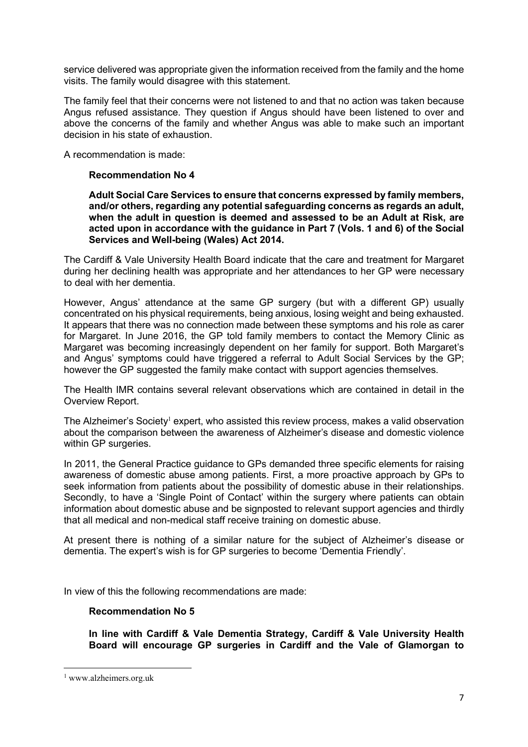service delivered was appropriate given the information received from the family and the home visits. The family would disagree with this statement.

The family feel that their concerns were not listened to and that no action was taken because Angus refused assistance. They question if Angus should have been listened to over and above the concerns of the family and whether Angus was able to make such an important decision in his state of exhaustion.

A recommendation is made:

**Recommendation No 4**

**Adult Social Care Services to ensure that concerns expressed by family members, and/or others, regarding any potential safeguarding concerns as regards an adult, when the adult in question is deemed and assessed to be an Adult at Risk, are acted upon in accordance with the guidance in Part 7 (Vols. 1 and 6) of the Social Services and Well-being (Wales) Act 2014.**

The Cardiff & Vale University Health Board indicate that the care and treatment for Margaret during her declining health was appropriate and her attendances to her GP were necessary to deal with her dementia.

However, Angus' attendance at the same GP surgery (but with a different GP) usually concentrated on his physical requirements, being anxious, losing weight and being exhausted. It appears that there was no connection made between these symptoms and his role as carer for Margaret. In June 2016, the GP told family members to contact the Memory Clinic as Margaret was becoming increasingly dependent on her family for support. Both Margaret's and Angus' symptoms could have triggered a referral to Adult Social Services by the GP; however the GP suggested the family make contact with support agencies themselves.

The Health IMR contains several relevant observations which are contained in detail in the Overview Report.

The Alzheimer's Society[1] expert, who assisted this review process, makes a valid observation about the comparison between the awareness of Alzheimer's disease and domestic violence within GP surgeries.

In 2011, the General Practice guidance to GPs demanded three specific elements for raising awareness of domestic abuse among patients. First, a more proactive approach by GPs to seek information from patients about the possibility of domestic abuse in their relationships. Secondly, to have a 'Single Point of Contact' within the surgery where patients can obtain information about domestic abuse and be signposted to relevant support agencies and thirdly that all medical and non-medical staff receive training on domestic abuse.

At present there is nothing of a similar nature for the subject of Alzheimer's disease or dementia. The expert's wish is for GP surgeries to become 'Dementia Friendly'.

In view of this the following recommendations are made:

**Recommendation No 5**

**In line with Cardiff & Vale Dementia Strategy, Cardiff & Vale University Health Board will encourage GP surgeries in Cardiff and the Vale of Glamorgan to**

[1] www.alzheimers.org.uk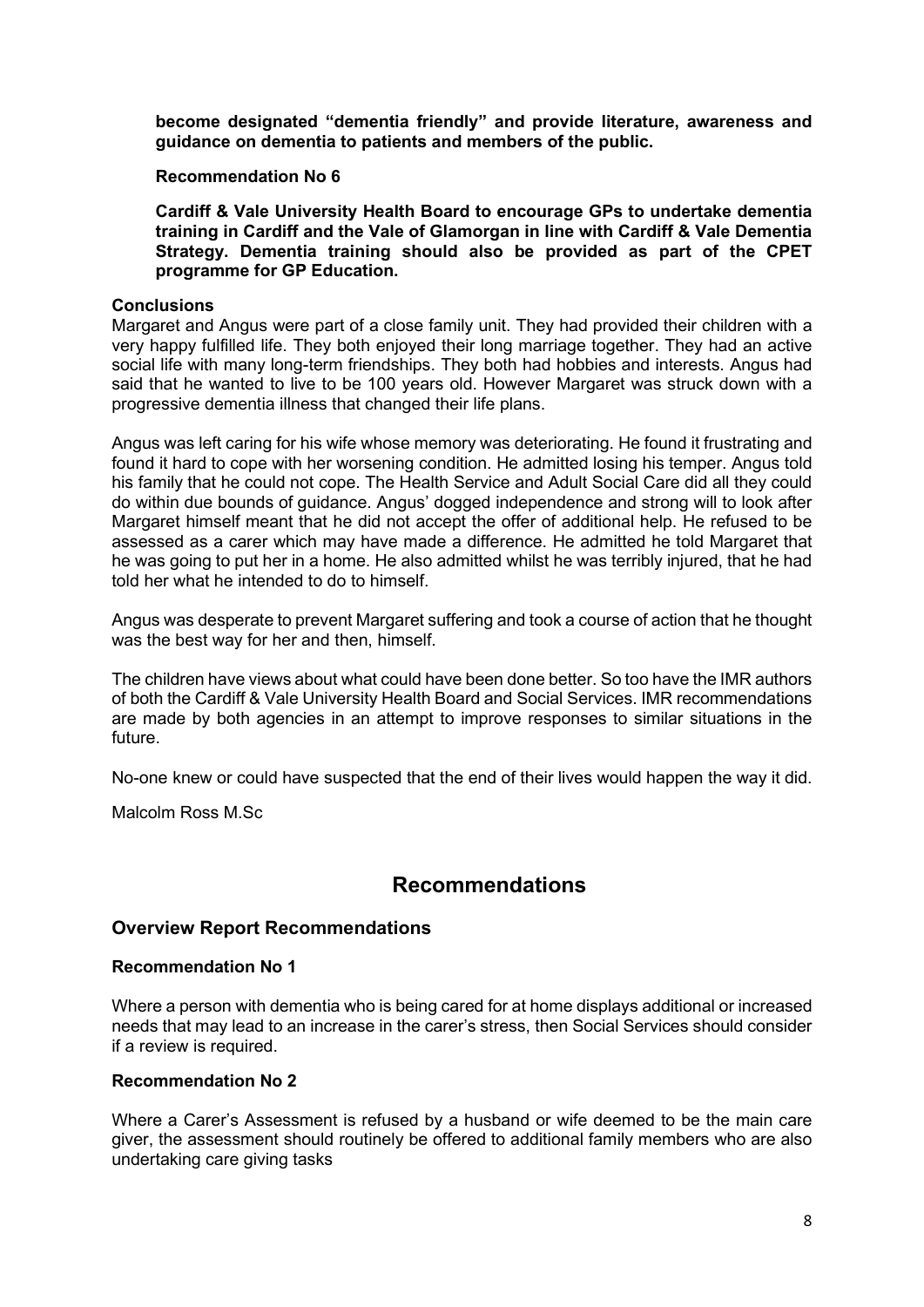**become designated "dementia friendly" and provide literature, awareness and guidance on dementia to patients and members of the public.**

**Recommendation No 6**

**Cardiff & Vale University Health Board to encourage GPs to undertake dementia training in Cardiff and the Vale of Glamorgan in line with Cardiff & Vale Dementia Strategy. Dementia training should also be provided as part of the CPET programme for GP Education.**

### Conclusions

Margaret and Angus were part of a close family unit. They had provided their children with a very happy fulfilled life. They both enjoyed their long marriage together. They had an active social life with many long-term friendships. They both had hobbies and interests. Angus had said that he wanted to live to be 100 years old. However Margaret was struck down with a progressive dementia illness that changed their life plans.

Angus was left caring for his wife whose memory was deteriorating. He found it frustrating and found it hard to cope with her worsening condition. He admitted losing his temper. Angus told his family that he could not cope. The Health Service and Adult Social Care did all they could do within due bounds of guidance. Angus' dogged independence and strong will to look after Margaret himself meant that he did not accept the offer of additional help. He refused to be assessed as a carer which may have made a difference. He admitted he told Margaret that he was going to put her in a home. He also admitted whilst he was terribly injured, that he had told her what he intended to do to himself.

Angus was desperate to prevent Margaret suffering and took a course of action that he thought was the best way for her and then, himself.

The children have views about what could have been done better. So too have the IMR authors of both the Cardiff & Vale University Health Board and Social Services. IMR recommendations are made by both agencies in an attempt to improve responses to similar situations in the future.

No-one knew or could have suspected that the end of their lives would happen the way it did.

Malcolm Ross M.Sc

# Recommendations

## Overview Report Recommendations

### Recommendation No 1

Where a person with dementia who is being cared for at home displays additional or increased needs that may lead to an increase in the carer's stress, then Social Services should consider if a review is required.

### Recommendation No 2

Where a Carer's Assessment is refused by a husband or wife deemed to be the main care giver, the assessment should routinely be offered to additional family members who are also undertaking care giving tasks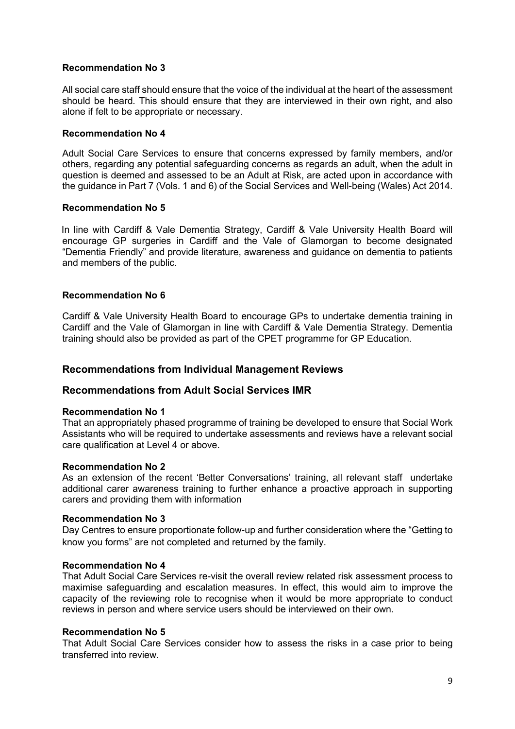**Recommendation No 3**

All social care staff should ensure that the voice of the individual at the heart of the assessment should be heard. This should ensure that they are interviewed in their own right, and also alone if felt to be appropriate or necessary.

**Recommendation No 4**

Adult Social Care Services to ensure that concerns expressed by family members, and/or others, regarding any potential safeguarding concerns as regards an adult, when the adult in question is deemed and assessed to be an Adult at Risk, are acted upon in accordance with the guidance in Part 7 (Vols. 1 and 6) of the Social Services and Well-being (Wales) Act 2014.

**Recommendation No 5**

In line with Cardiff & Vale Dementia Strategy, Cardiff & Vale University Health Board will encourage GP surgeries in Cardiff and the Vale of Glamorgan to become designated "Dementia Friendly" and provide literature, awareness and guidance on dementia to patients and members of the public.

**Recommendation No 6**

Cardiff & Vale University Health Board to encourage GPs to undertake dementia training in Cardiff and the Vale of Glamorgan in line with Cardiff & Vale Dementia Strategy. Dementia training should also be provided as part of the CPET programme for GP Education.

## Recommendations from Individual Management Reviews

## Recommendations from Adult Social Services IMR

**Recommendation No 1**
That an appropriately phased programme of training be developed to ensure that Social Work Assistants who will be required to undertake assessments and reviews have a relevant social care qualification at Level 4 or above.

**Recommendation No 2**
As an extension of the recent 'Better Conversations' training, all relevant staff undertake additional carer awareness training to further enhance a proactive approach in supporting carers and providing them with information

**Recommendation No 3**
Day Centres to ensure proportionate follow-up and further consideration where the "Getting to know you forms" are not completed and returned by the family.

**Recommendation No 4**
That Adult Social Care Services re-visit the overall review related risk assessment process to maximise safeguarding and escalation measures. In effect, this would aim to improve the capacity of the reviewing role to recognise when it would be more appropriate to conduct reviews in person and where service users should be interviewed on their own.

**Recommendation No 5**
That Adult Social Care Services consider how to assess the risks in a case prior to being transferred into review.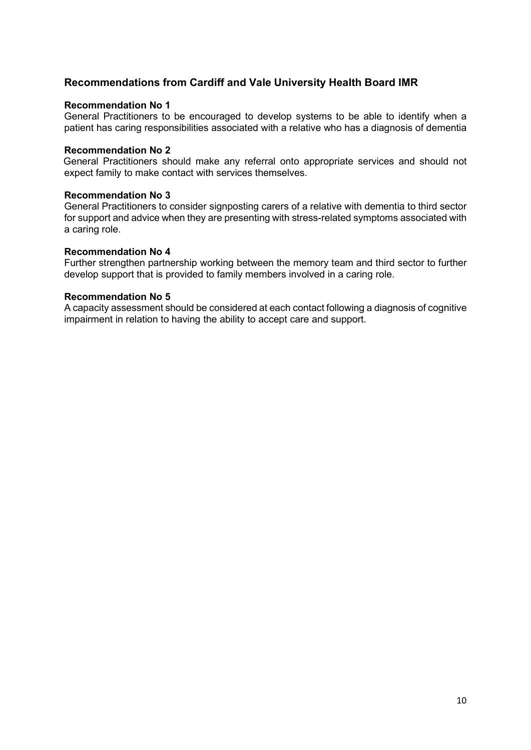## Recommendations from Cardiff and Vale University Health Board IMR

**Recommendation No 1**

General Practitioners to be encouraged to develop systems to be able to identify when a patient has caring responsibilities associated with a relative who has a diagnosis of dementia

**Recommendation No 2**

General Practitioners should make any referral onto appropriate services and should not expect family to make contact with services themselves.

**Recommendation No 3**

General Practitioners to consider signposting carers of a relative with dementia to third sector for support and advice when they are presenting with stress-related symptoms associated with a caring role.

**Recommendation No 4**

Further strengthen partnership working between the memory team and third sector to further develop support that is provided to family members involved in a caring role.

**Recommendation No 5**

A capacity assessment should be considered at each contact following a diagnosis of cognitive impairment in relation to having the ability to accept care and support.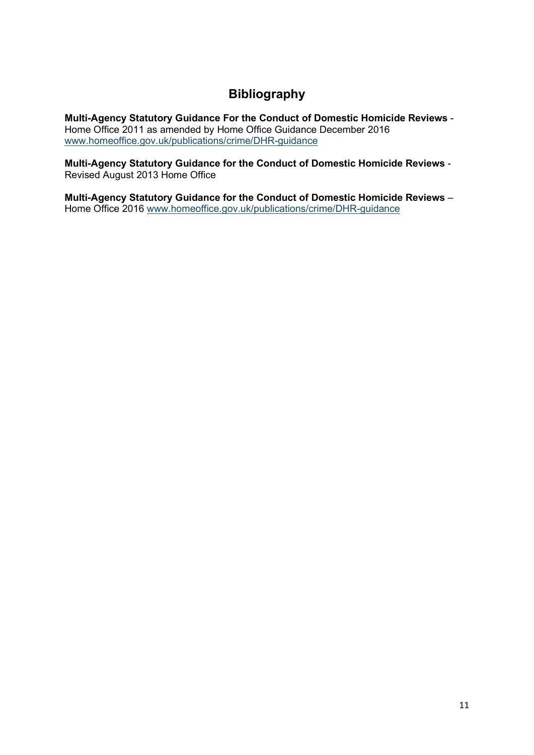# Bibliography

**Multi-Agency Statutory Guidance For the Conduct of Domestic Homicide Reviews** - Home Office 2011 as amended by Home Office Guidance December 2016 www.homeoffice.gov.uk/publications/crime/DHR-guidance

**Multi-Agency Statutory Guidance for the Conduct of Domestic Homicide Reviews** - Revised August 2013 Home Office

**Multi-Agency Statutory Guidance for the Conduct of Domestic Homicide Reviews** – Home Office 2016 www.homeoffice.gov.uk/publications/crime/DHR-guidance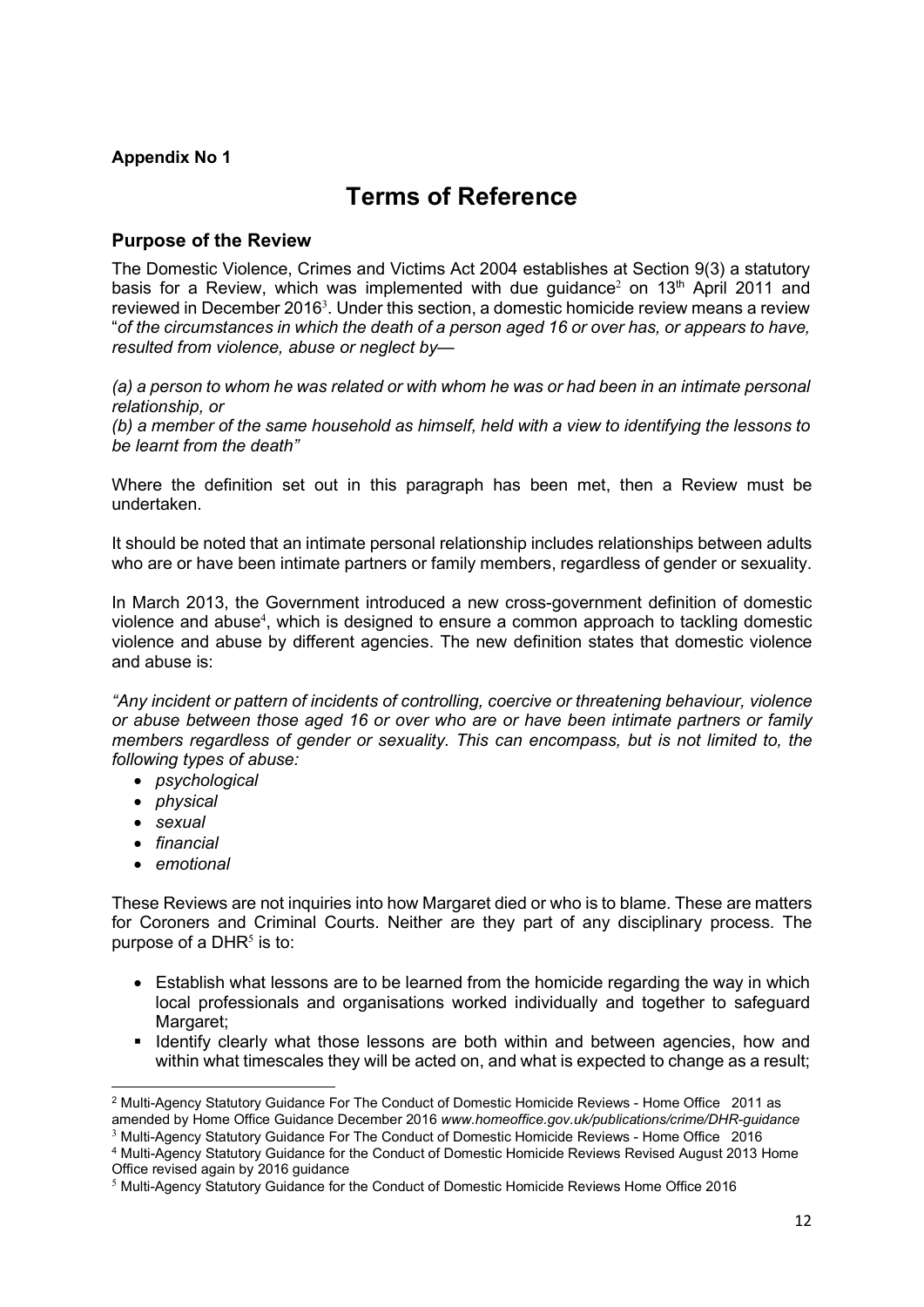**Appendix No 1**

# Terms of Reference

## Purpose of the Review

The Domestic Violence, Crimes and Victims Act 2004 establishes at Section 9(3) a statutory basis for a Review, which was implemented with due guidance[2] on 13th April 2011 and reviewed in December 2016[3]. Under this section, a domestic homicide review means a review "*of the circumstances in which the death of a person aged 16 or over has, or appears to have, resulted from violence, abuse or neglect by—*

*(a) a person to whom he was related or with whom he was or had been in an intimate personal relationship, or*
*(b) a member of the same household as himself, held with a view to identifying the lessons to be learnt from the death"*

Where the definition set out in this paragraph has been met, then a Review must be undertaken.

It should be noted that an intimate personal relationship includes relationships between adults who are or have been intimate partners or family members, regardless of gender or sexuality.

In March 2013, the Government introduced a new cross-government definition of domestic violence and abuse[4], which is designed to ensure a common approach to tackling domestic violence and abuse by different agencies. The new definition states that domestic violence and abuse is:

*"Any incident or pattern of incidents of controlling, coercive or threatening behaviour, violence or abuse between those aged 16 or over who are or have been intimate partners or family members regardless of gender or sexuality. This can encompass, but is not limited to, the following types of abuse:*

- *psychological*
- *physical*
- *sexual*
- *financial*
- *emotional*

These Reviews are not inquiries into how Margaret died or who is to blame. These are matters for Coroners and Criminal Courts. Neither are they part of any disciplinary process. The purpose of a DHR[5] is to:

- Establish what lessons are to be learned from the homicide regarding the way in which local professionals and organisations worked individually and together to safeguard Margaret;
- Identify clearly what those lessons are both within and between agencies, how and within what timescales they will be acted on, and what is expected to change as a result;

---

[2] Multi-Agency Statutory Guidance For The Conduct of Domestic Homicide Reviews - Home Office 2011 as amended by Home Office Guidance December 2016 *www.homeoffice.gov.uk/publications/crime/DHR-guidance*
[3] Multi-Agency Statutory Guidance For The Conduct of Domestic Homicide Reviews - Home Office 2016
[4] Multi-Agency Statutory Guidance for the Conduct of Domestic Homicide Reviews Revised August 2013 Home Office revised again by 2016 guidance
[5] Multi-Agency Statutory Guidance for the Conduct of Domestic Homicide Reviews Home Office 2016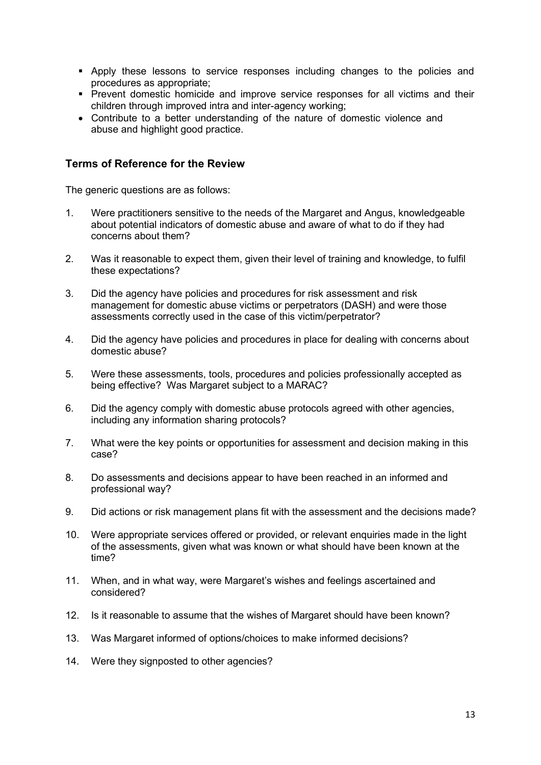- Apply these lessons to service responses including changes to the policies and procedures as appropriate;
- Prevent domestic homicide and improve service responses for all victims and their children through improved intra and inter-agency working;
- Contribute to a better understanding of the nature of domestic violence and abuse and highlight good practice.

### Terms of Reference for the Review

The generic questions are as follows:

1. Were practitioners sensitive to the needs of the Margaret and Angus, knowledgeable about potential indicators of domestic abuse and aware of what to do if they had concerns about them?

2. Was it reasonable to expect them, given their level of training and knowledge, to fulfil these expectations?

3. Did the agency have policies and procedures for risk assessment and risk management for domestic abuse victims or perpetrators (DASH) and were those assessments correctly used in the case of this victim/perpetrator?

4. Did the agency have policies and procedures in place for dealing with concerns about domestic abuse?

5. Were these assessments, tools, procedures and policies professionally accepted as being effective? Was Margaret subject to a MARAC?

6. Did the agency comply with domestic abuse protocols agreed with other agencies, including any information sharing protocols?

7. What were the key points or opportunities for assessment and decision making in this case?

8. Do assessments and decisions appear to have been reached in an informed and professional way?

9. Did actions or risk management plans fit with the assessment and the decisions made?

10. Were appropriate services offered or provided, or relevant enquiries made in the light of the assessments, given what was known or what should have been known at the time?

11. When, and in what way, were Margaret's wishes and feelings ascertained and considered?

12. Is it reasonable to assume that the wishes of Margaret should have been known?

13. Was Margaret informed of options/choices to make informed decisions?

14. Were they signposted to other agencies?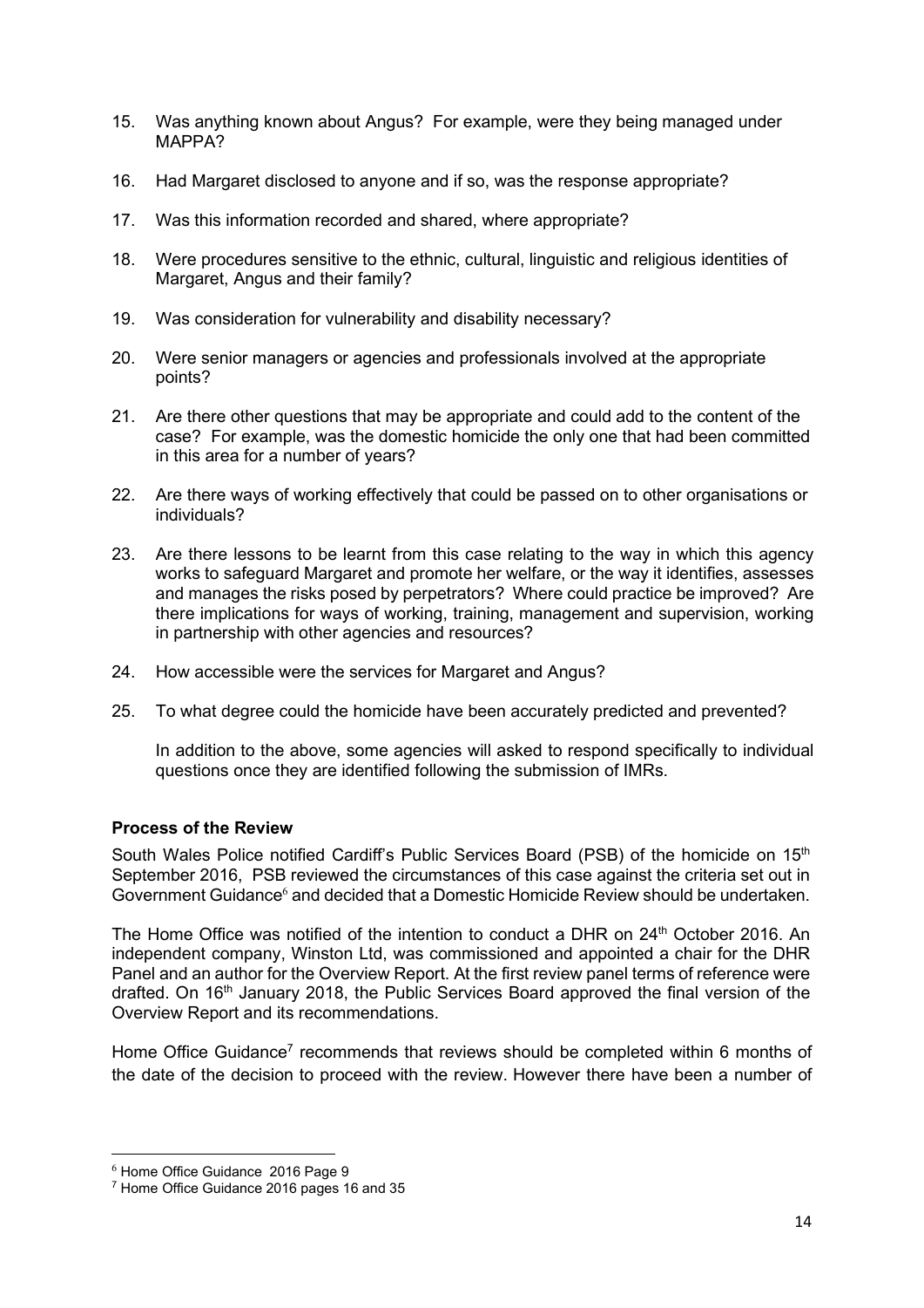15. Was anything known about Angus? For example, were they being managed under MAPPA?

16. Had Margaret disclosed to anyone and if so, was the response appropriate?

17. Was this information recorded and shared, where appropriate?

18. Were procedures sensitive to the ethnic, cultural, linguistic and religious identities of Margaret, Angus and their family?

19. Was consideration for vulnerability and disability necessary?

20. Were senior managers or agencies and professionals involved at the appropriate points?

21. Are there other questions that may be appropriate and could add to the content of the case? For example, was the domestic homicide the only one that had been committed in this area for a number of years?

22. Are there ways of working effectively that could be passed on to other organisations or individuals?

23. Are there lessons to be learnt from this case relating to the way in which this agency works to safeguard Margaret and promote her welfare, or the way it identifies, assesses and manages the risks posed by perpetrators? Where could practice be improved? Are there implications for ways of working, training, management and supervision, working in partnership with other agencies and resources?

24. How accessible were the services for Margaret and Angus?

25. To what degree could the homicide have been accurately predicted and prevented?

    In addition to the above, some agencies will asked to respond specifically to individual questions once they are identified following the submission of IMRs.

**Process of the Review**

South Wales Police notified Cardiff's Public Services Board (PSB) of the homicide on 15th September 2016, PSB reviewed the circumstances of this case against the criteria set out in Government Guidance[6] and decided that a Domestic Homicide Review should be undertaken.

The Home Office was notified of the intention to conduct a DHR on 24th October 2016. An independent company, Winston Ltd, was commissioned and appointed a chair for the DHR Panel and an author for the Overview Report. At the first review panel terms of reference were drafted. On 16th January 2018, the Public Services Board approved the final version of the Overview Report and its recommendations.

Home Office Guidance[7] recommends that reviews should be completed within 6 months of the date of the decision to proceed with the review. However there have been a number of

[6] Home Office Guidance 2016 Page 9

[7] Home Office Guidance 2016 pages 16 and 35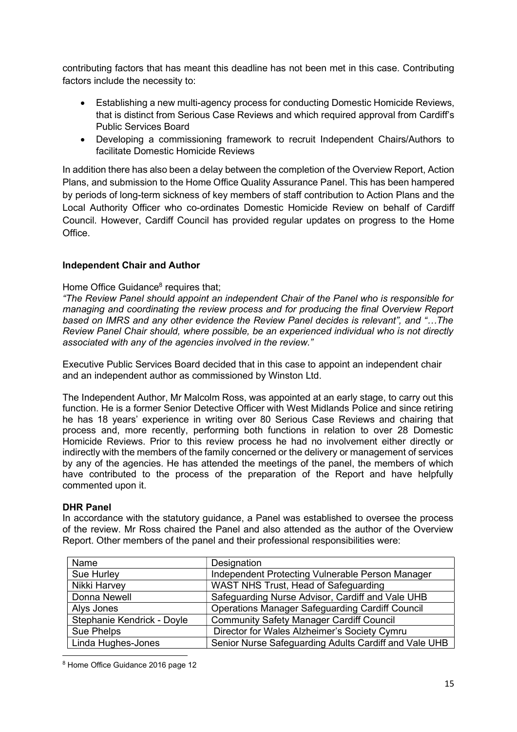contributing factors that has meant this deadline has not been met in this case. Contributing factors include the necessity to:

- Establishing a new multi-agency process for conducting Domestic Homicide Reviews, that is distinct from Serious Case Reviews and which required approval from Cardiff's Public Services Board
- Developing a commissioning framework to recruit Independent Chairs/Authors to facilitate Domestic Homicide Reviews

In addition there has also been a delay between the completion of the Overview Report, Action Plans, and submission to the Home Office Quality Assurance Panel. This has been hampered by periods of long-term sickness of key members of staff contribution to Action Plans and the Local Authority Officer who co-ordinates Domestic Homicide Review on behalf of Cardiff Council. However, Cardiff Council has provided regular updates on progress to the Home Office.

**Independent Chair and Author**

Home Office Guidance[8] requires that;
*"The Review Panel should appoint an independent Chair of the Panel who is responsible for managing and coordinating the review process and for producing the final Overview Report based on IMRS and any other evidence the Review Panel decides is relevant", and "…The Review Panel Chair should, where possible, be an experienced individual who is not directly associated with any of the agencies involved in the review."*

Executive Public Services Board decided that in this case to appoint an independent chair and an independent author as commissioned by Winston Ltd.

The Independent Author, Mr Malcolm Ross, was appointed at an early stage, to carry out this function. He is a former Senior Detective Officer with West Midlands Police and since retiring he has 18 years' experience in writing over 80 Serious Case Reviews and chairing that process and, more recently, performing both functions in relation to over 28 Domestic Homicide Reviews. Prior to this review process he had no involvement either directly or indirectly with the members of the family concerned or the delivery or management of services by any of the agencies. He has attended the meetings of the panel, the members of which have contributed to the process of the preparation of the Report and have helpfully commented upon it.

**DHR Panel**

In accordance with the statutory guidance, a Panel was established to oversee the process of the review. Mr Ross chaired the Panel and also attended as the author of the Overview Report. Other members of the panel and their professional responsibilities were:

| Name | Designation |
|---|---|
| Sue Hurley | Independent Protecting Vulnerable Person Manager |
| Nikki Harvey | WAST NHS Trust, Head of Safeguarding |
| Donna Newell | Safeguarding Nurse Advisor, Cardiff and Vale UHB |
| Alys Jones | Operations Manager Safeguarding Cardiff Council |
| Stephanie Kendrick - Doyle | Community Safety Manager Cardiff Council |
| Sue Phelps | Director for Wales Alzheimer's Society Cymru |
| Linda Hughes-Jones | Senior Nurse Safeguarding Adults Cardiff and Vale UHB |

[8] Home Office Guidance 2016 page 12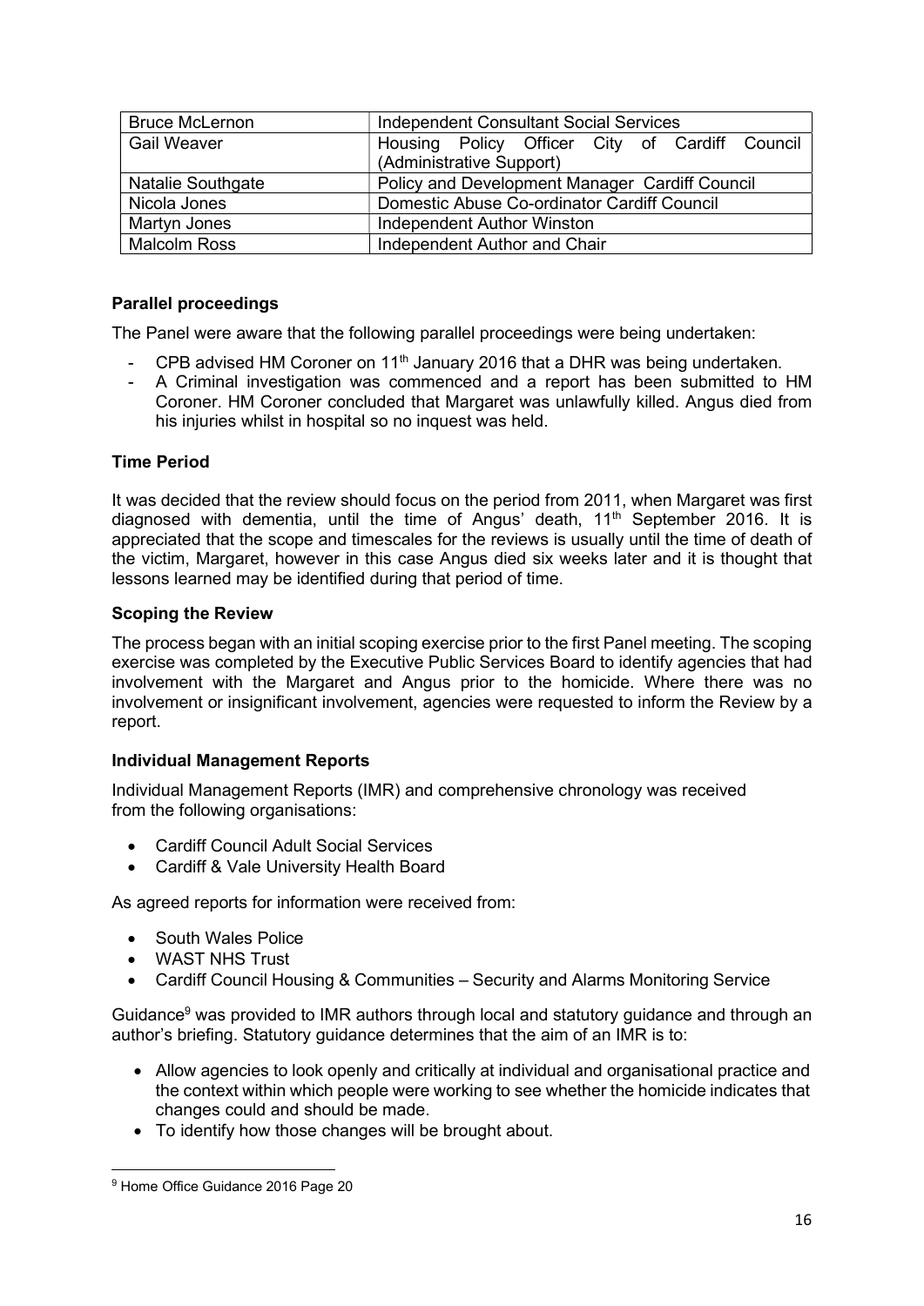| Bruce McLernon | Independent Consultant Social Services |
|---|---|
| Gail Weaver | Housing Policy Officer City of Cardiff Council (Administrative Support) |
| Natalie Southgate | Policy and Development Manager Cardiff Council |
| Nicola Jones | Domestic Abuse Co-ordinator Cardiff Council |
| Martyn Jones | Independent Author Winston |
| Malcolm Ross | Independent Author and Chair |

**Parallel proceedings**

The Panel were aware that the following parallel proceedings were being undertaken:

- CPB advised HM Coroner on 11th January 2016 that a DHR was being undertaken.
- A Criminal investigation was commenced and a report has been submitted to HM Coroner. HM Coroner concluded that Margaret was unlawfully killed. Angus died from his injuries whilst in hospital so no inquest was held.

**Time Period**

It was decided that the review should focus on the period from 2011, when Margaret was first diagnosed with dementia, until the time of Angus' death, 11th September 2016. It is appreciated that the scope and timescales for the reviews is usually until the time of death of the victim, Margaret, however in this case Angus died six weeks later and it is thought that lessons learned may be identified during that period of time.

**Scoping the Review**

The process began with an initial scoping exercise prior to the first Panel meeting. The scoping exercise was completed by the Executive Public Services Board to identify agencies that had involvement with the Margaret and Angus prior to the homicide. Where there was no involvement or insignificant involvement, agencies were requested to inform the Review by a report.

**Individual Management Reports**

Individual Management Reports (IMR) and comprehensive chronology was received from the following organisations:

- Cardiff Council Adult Social Services
- Cardiff & Vale University Health Board

As agreed reports for information were received from:

- South Wales Police
- WAST NHS Trust
- Cardiff Council Housing & Communities – Security and Alarms Monitoring Service

Guidance[9] was provided to IMR authors through local and statutory guidance and through an author's briefing. Statutory guidance determines that the aim of an IMR is to:

- Allow agencies to look openly and critically at individual and organisational practice and the context within which people were working to see whether the homicide indicates that changes could and should be made.
- To identify how those changes will be brought about.

[9] Home Office Guidance 2016 Page 20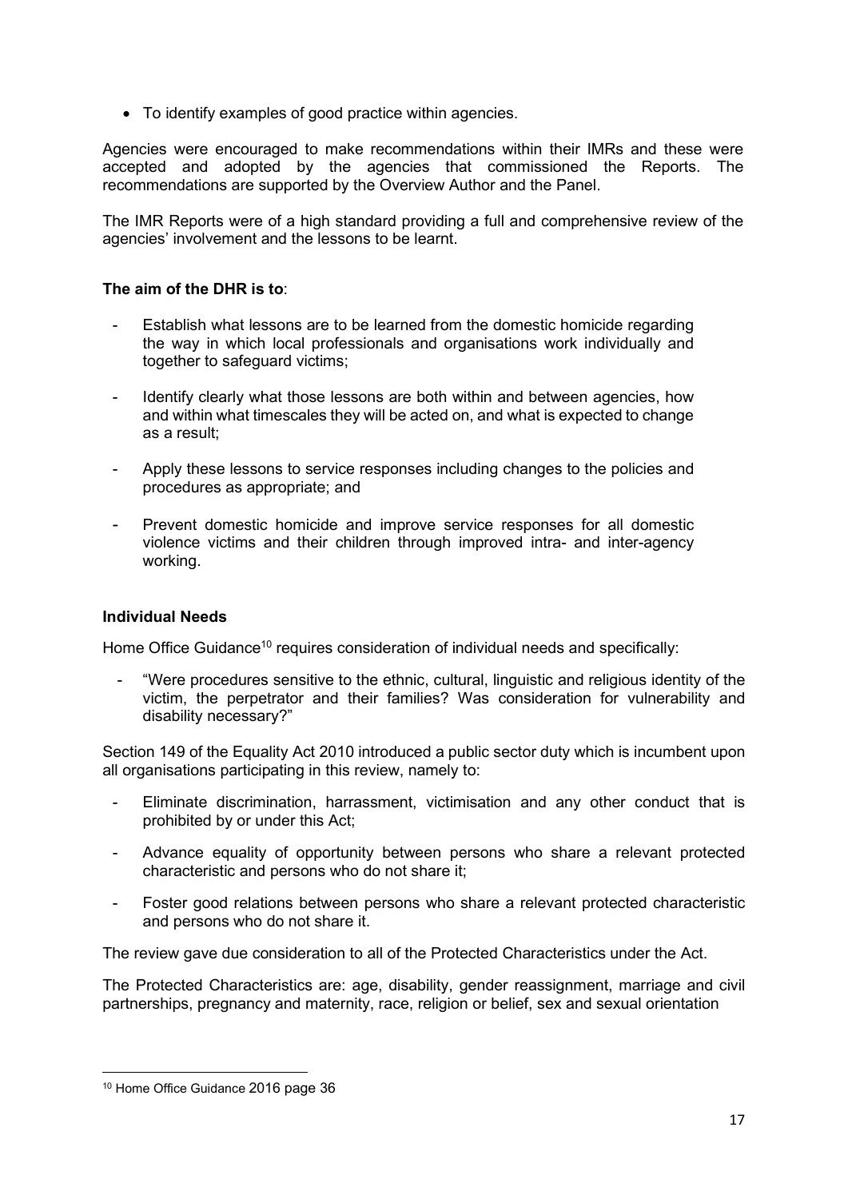- To identify examples of good practice within agencies.

Agencies were encouraged to make recommendations within their IMRs and these were accepted and adopted by the agencies that commissioned the Reports. The recommendations are supported by the Overview Author and the Panel.

The IMR Reports were of a high standard providing a full and comprehensive review of the agencies' involvement and the lessons to be learnt.

**The aim of the DHR is to**:

- Establish what lessons are to be learned from the domestic homicide regarding the way in which local professionals and organisations work individually and together to safeguard victims;
- Identify clearly what those lessons are both within and between agencies, how and within what timescales they will be acted on, and what is expected to change as a result;
- Apply these lessons to service responses including changes to the policies and procedures as appropriate; and
- Prevent domestic homicide and improve service responses for all domestic violence victims and their children through improved intra- and inter-agency working.

**Individual Needs**

Home Office Guidance[10] requires consideration of individual needs and specifically:

- "Were procedures sensitive to the ethnic, cultural, linguistic and religious identity of the victim, the perpetrator and their families? Was consideration for vulnerability and disability necessary?"

Section 149 of the Equality Act 2010 introduced a public sector duty which is incumbent upon all organisations participating in this review, namely to:

- Eliminate discrimination, harrassment, victimisation and any other conduct that is prohibited by or under this Act;
- Advance equality of opportunity between persons who share a relevant protected characteristic and persons who do not share it;
- Foster good relations between persons who share a relevant protected characteristic and persons who do not share it.

The review gave due consideration to all of the Protected Characteristics under the Act.

The Protected Characteristics are: age, disability, gender reassignment, marriage and civil partnerships, pregnancy and maternity, race, religion or belief, sex and sexual orientation

[10] Home Office Guidance 2016 page 36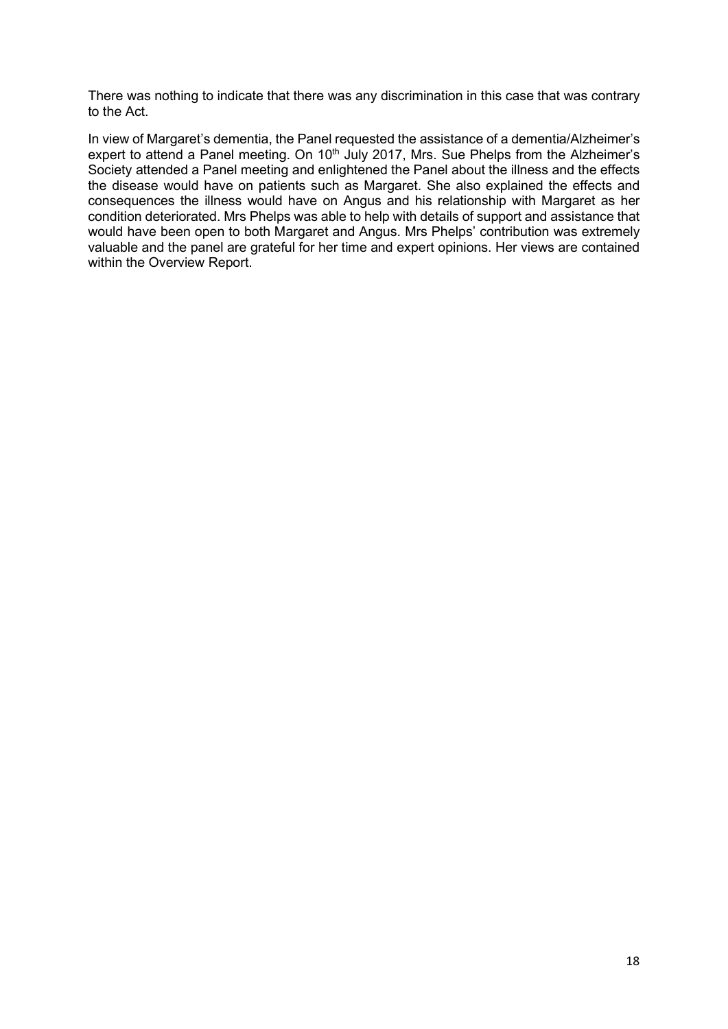There was nothing to indicate that there was any discrimination in this case that was contrary to the Act.

In view of Margaret's dementia, the Panel requested the assistance of a dementia/Alzheimer's expert to attend a Panel meeting. On 10th July 2017, Mrs. Sue Phelps from the Alzheimer's Society attended a Panel meeting and enlightened the Panel about the illness and the effects the disease would have on patients such as Margaret. She also explained the effects and consequences the illness would have on Angus and his relationship with Margaret as her condition deteriorated. Mrs Phelps was able to help with details of support and assistance that would have been open to both Margaret and Angus. Mrs Phelps' contribution was extremely valuable and the panel are grateful for her time and expert opinions. Her views are contained within the Overview Report.